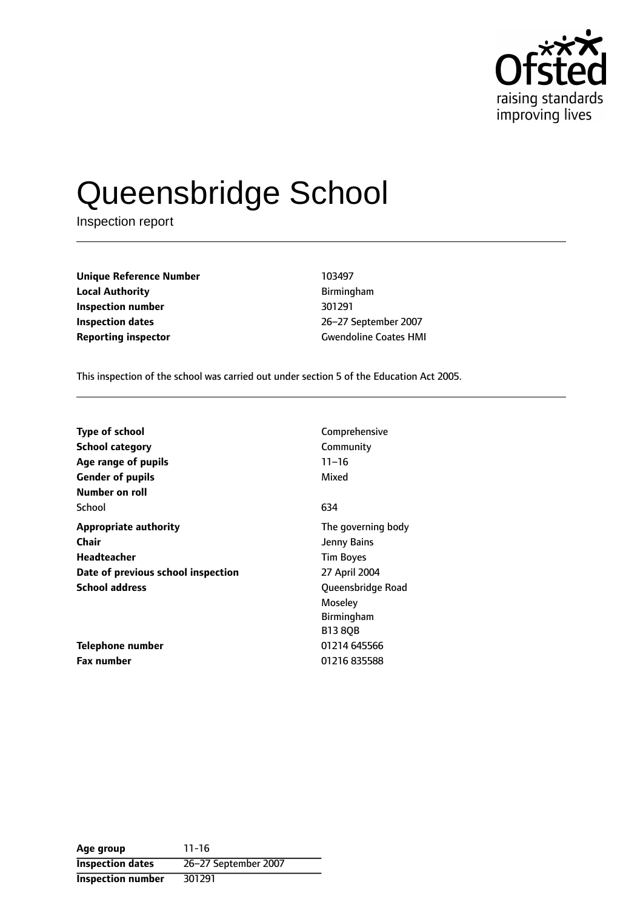# Queensbridge School

Inspection report

| | |
|---|---|
| **Unique Reference Number** | 103497 |
| **Local Authority** | Birmingham |
| **Inspection number** | 301291 |
| **Inspection dates** | 26–27 September 2007 |
| **Reporting inspector** | Gwendoline Coates HMI |

This inspection of the school was carried out under section 5 of the Education Act 2005.

| | |
|---|---|
| **Type of school** | Comprehensive |
| **School category** | Community |
| **Age range of pupils** | 11–16 |
| **Gender of pupils** | Mixed |
| **Number on roll** | |
| School | 634 |
| **Appropriate authority** | The governing body |
| **Chair** | Jenny Bains |
| **Headteacher** | Tim Boyes |
| **Date of previous school inspection** | 27 April 2004 |
| **School address** | Queensbridge Road<br>Moseley<br>Birmingham<br>B13 8QB |
| **Telephone number** | 01214 645566 |
| **Fax number** | 01216 835588 |

| | |
|---|---|
| **Age group** | 11-16 |
| **Inspection dates** | 26–27 September 2007 |
| **Inspection number** | 301291 |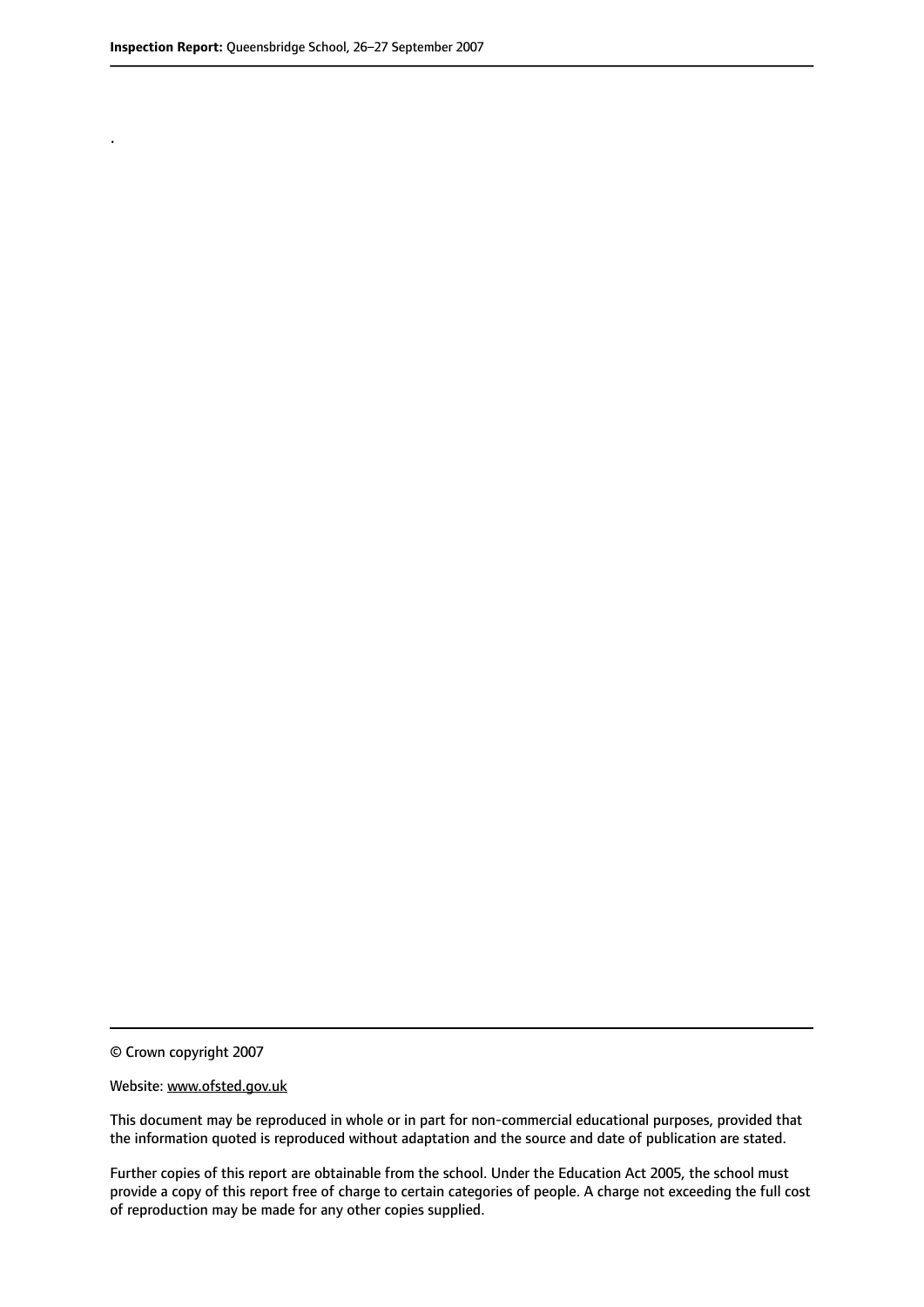.

© Crown copyright 2007

Website: www.ofsted.gov.uk

This document may be reproduced in whole or in part for non-commercial educational purposes, provided that the information quoted is reproduced without adaptation and the source and date of publication are stated.

Further copies of this report are obtainable from the school. Under the Education Act 2005, the school must provide a copy of this report free of charge to certain categories of people. A charge not exceeding the full cost of reproduction may be made for any other copies supplied.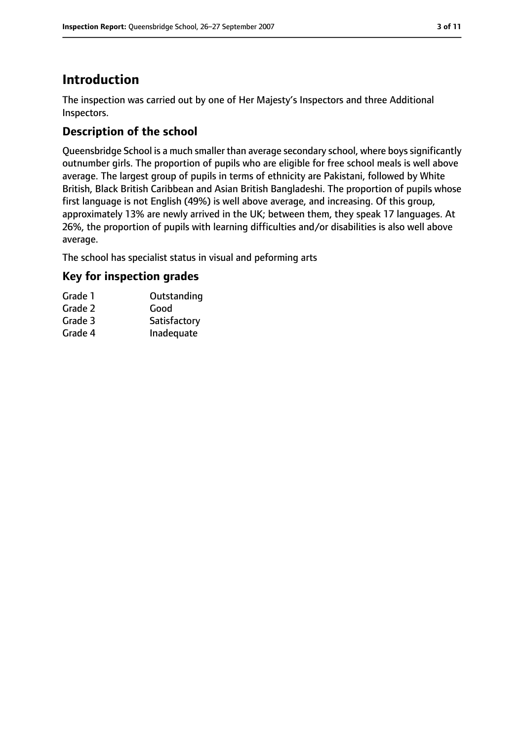# Introduction

The inspection was carried out by one of Her Majesty's Inspectors and three Additional Inspectors.

## Description of the school

Queensbridge School is a much smaller than average secondary school, where boys significantly outnumber girls. The proportion of pupils who are eligible for free school meals is well above average. The largest group of pupils in terms of ethnicity are Pakistani, followed by White British, Black British Caribbean and Asian British Bangladeshi. The proportion of pupils whose first language is not English (49%) is well above average, and increasing. Of this group, approximately 13% are newly arrived in the UK; between them, they speak 17 languages. At 26%, the proportion of pupils with learning difficulties and/or disabilities is also well above average.

The school has specialist status in visual and peforming arts

## Key for inspection grades

| | |
|---|---|
| Grade 1 | Outstanding |
| Grade 2 | Good |
| Grade 3 | Satisfactory |
| Grade 4 | Inadequate |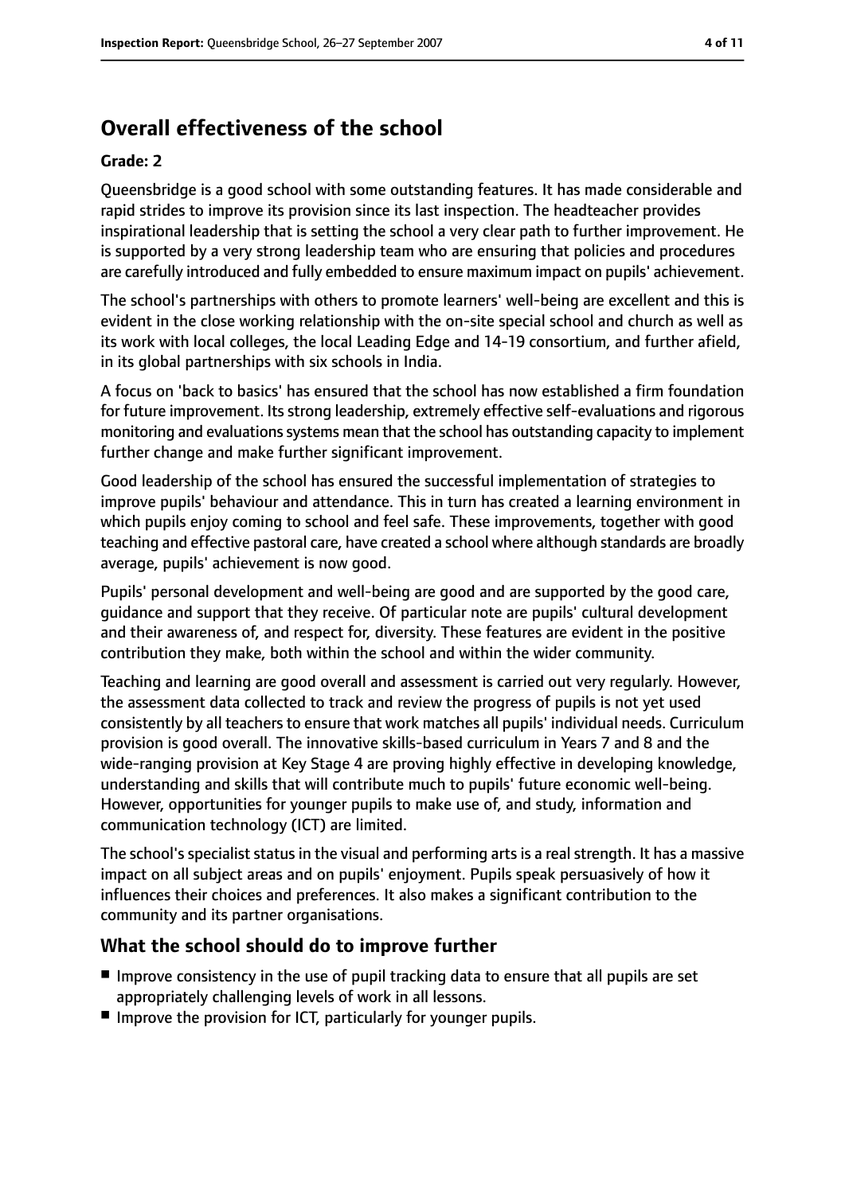## Overall effectiveness of the school

**Grade: 2**

Queensbridge is a good school with some outstanding features. It has made considerable and rapid strides to improve its provision since its last inspection. The headteacher provides inspirational leadership that is setting the school a very clear path to further improvement. He is supported by a very strong leadership team who are ensuring that policies and procedures are carefully introduced and fully embedded to ensure maximum impact on pupils' achievement.

The school's partnerships with others to promote learners' well-being are excellent and this is evident in the close working relationship with the on-site special school and church as well as its work with local colleges, the local Leading Edge and 14-19 consortium, and further afield, in its global partnerships with six schools in India.

A focus on 'back to basics' has ensured that the school has now established a firm foundation for future improvement. Its strong leadership, extremely effective self-evaluations and rigorous monitoring and evaluations systems mean that the school has outstanding capacity to implement further change and make further significant improvement.

Good leadership of the school has ensured the successful implementation of strategies to improve pupils' behaviour and attendance. This in turn has created a learning environment in which pupils enjoy coming to school and feel safe. These improvements, together with good teaching and effective pastoral care, have created a school where although standards are broadly average, pupils' achievement is now good.

Pupils' personal development and well-being are good and are supported by the good care, guidance and support that they receive. Of particular note are pupils' cultural development and their awareness of, and respect for, diversity. These features are evident in the positive contribution they make, both within the school and within the wider community.

Teaching and learning are good overall and assessment is carried out very regularly. However, the assessment data collected to track and review the progress of pupils is not yet used consistently by all teachers to ensure that work matches all pupils' individual needs. Curriculum provision is good overall. The innovative skills-based curriculum in Years 7 and 8 and the wide-ranging provision at Key Stage 4 are proving highly effective in developing knowledge, understanding and skills that will contribute much to pupils' future economic well-being. However, opportunities for younger pupils to make use of, and study, information and communication technology (ICT) are limited.

The school's specialist status in the visual and performing arts is a real strength. It has a massive impact on all subject areas and on pupils' enjoyment. Pupils speak persuasively of how it influences their choices and preferences. It also makes a significant contribution to the community and its partner organisations.

### What the school should do to improve further

- Improve consistency in the use of pupil tracking data to ensure that all pupils are set appropriately challenging levels of work in all lessons.
- Improve the provision for ICT, particularly for younger pupils.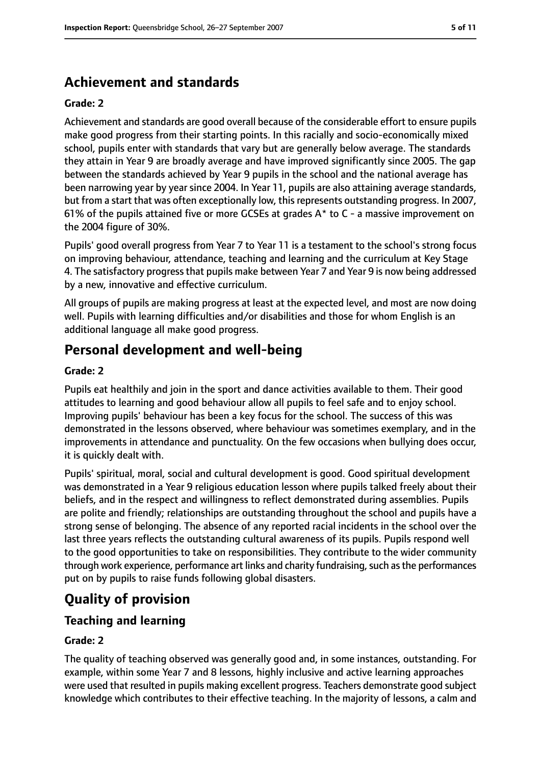## Achievement and standards

**Grade: 2**

Achievement and standards are good overall because of the considerable effort to ensure pupils make good progress from their starting points. In this racially and socio-economically mixed school, pupils enter with standards that vary but are generally below average. The standards they attain in Year 9 are broadly average and have improved significantly since 2005. The gap between the standards achieved by Year 9 pupils in the school and the national average has been narrowing year by year since 2004. In Year 11, pupils are also attaining average standards, but from a start that was often exceptionally low, this represents outstanding progress. In 2007, 61% of the pupils attained five or more GCSEs at grades A* to C - a massive improvement on the 2004 figure of 30%.

Pupils' good overall progress from Year 7 to Year 11 is a testament to the school's strong focus on improving behaviour, attendance, teaching and learning and the curriculum at Key Stage 4. The satisfactory progress that pupils make between Year 7 and Year 9 is now being addressed by a new, innovative and effective curriculum.

All groups of pupils are making progress at least at the expected level, and most are now doing well. Pupils with learning difficulties and/or disabilities and those for whom English is an additional language all make good progress.

## Personal development and well-being

**Grade: 2**

Pupils eat healthily and join in the sport and dance activities available to them. Their good attitudes to learning and good behaviour allow all pupils to feel safe and to enjoy school. Improving pupils' behaviour has been a key focus for the school. The success of this was demonstrated in the lessons observed, where behaviour was sometimes exemplary, and in the improvements in attendance and punctuality. On the few occasions when bullying does occur, it is quickly dealt with.

Pupils' spiritual, moral, social and cultural development is good. Good spiritual development was demonstrated in a Year 9 religious education lesson where pupils talked freely about their beliefs, and in the respect and willingness to reflect demonstrated during assemblies. Pupils are polite and friendly; relationships are outstanding throughout the school and pupils have a strong sense of belonging. The absence of any reported racial incidents in the school over the last three years reflects the outstanding cultural awareness of its pupils. Pupils respond well to the good opportunities to take on responsibilities. They contribute to the wider community through work experience, performance art links and charity fundraising, such as the performances put on by pupils to raise funds following global disasters.

# Quality of provision

## Teaching and learning

**Grade: 2**

The quality of teaching observed was generally good and, in some instances, outstanding. For example, within some Year 7 and 8 lessons, highly inclusive and active learning approaches were used that resulted in pupils making excellent progress. Teachers demonstrate good subject knowledge which contributes to their effective teaching. In the majority of lessons, a calm and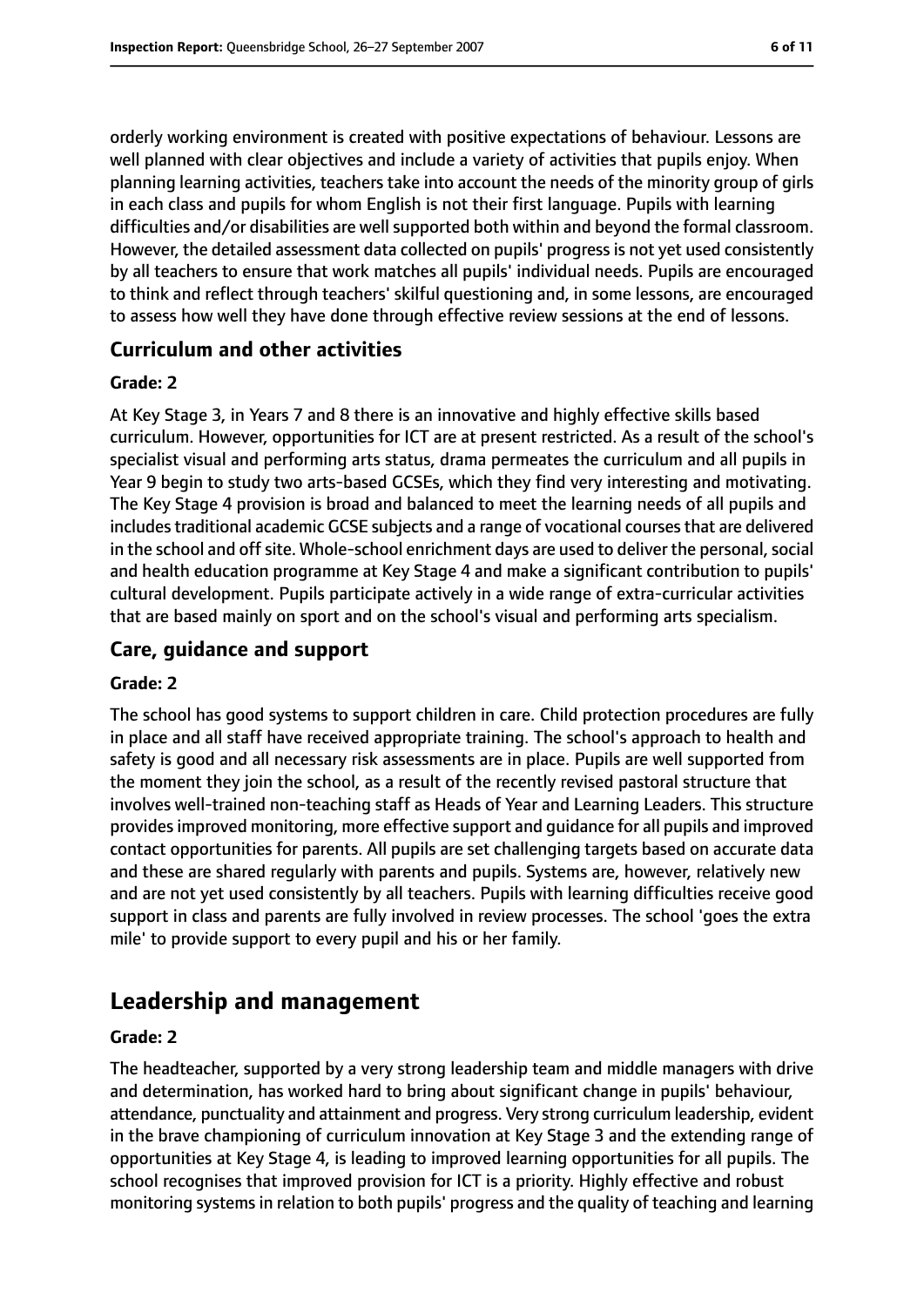orderly working environment is created with positive expectations of behaviour. Lessons are well planned with clear objectives and include a variety of activities that pupils enjoy. When planning learning activities, teachers take into account the needs of the minority group of girls in each class and pupils for whom English is not their first language. Pupils with learning difficulties and/or disabilities are well supported both within and beyond the formal classroom. However, the detailed assessment data collected on pupils' progress is not yet used consistently by all teachers to ensure that work matches all pupils' individual needs. Pupils are encouraged to think and reflect through teachers' skilful questioning and, in some lessons, are encouraged to assess how well they have done through effective review sessions at the end of lessons.

### Curriculum and other activities

#### Grade: 2

At Key Stage 3, in Years 7 and 8 there is an innovative and highly effective skills based curriculum. However, opportunities for ICT are at present restricted. As a result of the school's specialist visual and performing arts status, drama permeates the curriculum and all pupils in Year 9 begin to study two arts-based GCSEs, which they find very interesting and motivating. The Key Stage 4 provision is broad and balanced to meet the learning needs of all pupils and includes traditional academic GCSE subjects and a range of vocational courses that are delivered in the school and off site. Whole-school enrichment days are used to deliver the personal, social and health education programme at Key Stage 4 and make a significant contribution to pupils' cultural development. Pupils participate actively in a wide range of extra-curricular activities that are based mainly on sport and on the school's visual and performing arts specialism.

### Care, guidance and support

#### Grade: 2

The school has good systems to support children in care. Child protection procedures are fully in place and all staff have received appropriate training. The school's approach to health and safety is good and all necessary risk assessments are in place. Pupils are well supported from the moment they join the school, as a result of the recently revised pastoral structure that involves well-trained non-teaching staff as Heads of Year and Learning Leaders. This structure provides improved monitoring, more effective support and guidance for all pupils and improved contact opportunities for parents. All pupils are set challenging targets based on accurate data and these are shared regularly with parents and pupils. Systems are, however, relatively new and are not yet used consistently by all teachers. Pupils with learning difficulties receive good support in class and parents are fully involved in review processes. The school 'goes the extra mile' to provide support to every pupil and his or her family.

## Leadership and management

#### Grade: 2

The headteacher, supported by a very strong leadership team and middle managers with drive and determination, has worked hard to bring about significant change in pupils' behaviour, attendance, punctuality and attainment and progress. Very strong curriculum leadership, evident in the brave championing of curriculum innovation at Key Stage 3 and the extending range of opportunities at Key Stage 4, is leading to improved learning opportunities for all pupils. The school recognises that improved provision for ICT is a priority. Highly effective and robust monitoring systems in relation to both pupils' progress and the quality of teaching and learning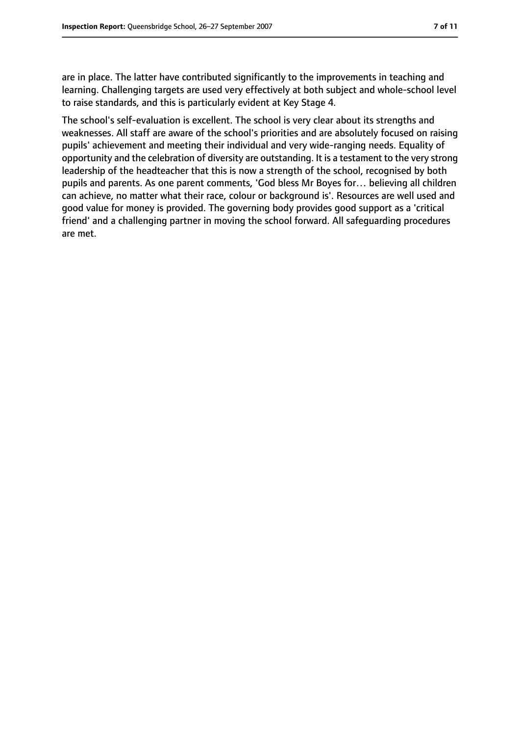are in place. The latter have contributed significantly to the improvements in teaching and learning. Challenging targets are used very effectively at both subject and whole-school level to raise standards, and this is particularly evident at Key Stage 4.

The school's self-evaluation is excellent. The school is very clear about its strengths and weaknesses. All staff are aware of the school's priorities and are absolutely focused on raising pupils' achievement and meeting their individual and very wide-ranging needs. Equality of opportunity and the celebration of diversity are outstanding. It is a testament to the very strong leadership of the headteacher that this is now a strength of the school, recognised by both pupils and parents. As one parent comments, 'God bless Mr Boyes for… believing all children can achieve, no matter what their race, colour or background is'. Resources are well used and good value for money is provided. The governing body provides good support as a 'critical friend' and a challenging partner in moving the school forward. All safeguarding procedures are met.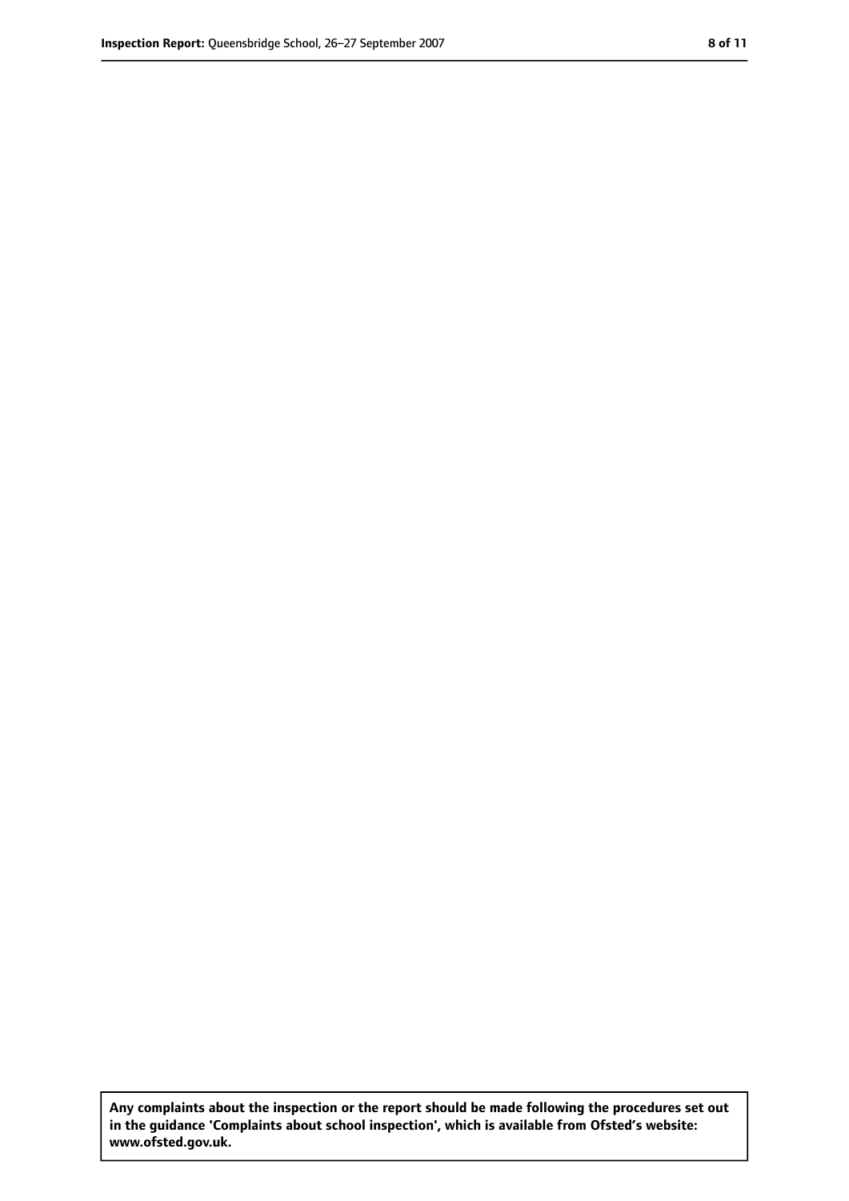**Any complaints about the inspection or the report should be made following the procedures set out in the guidance 'Complaints about school inspection', which is available from Ofsted's website: www.ofsted.gov.uk.**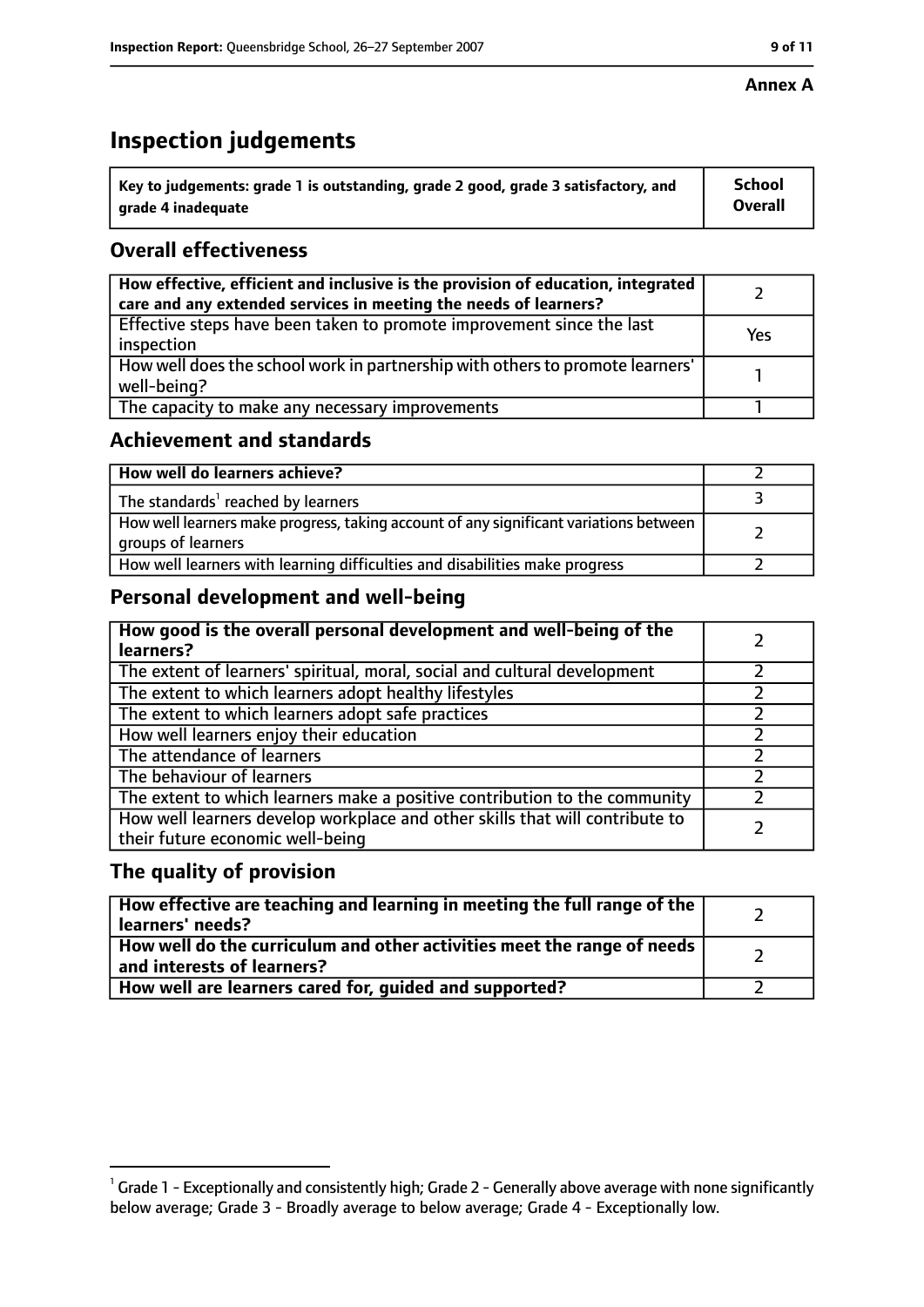**Annex A**

# Inspection judgements

| Key to judgements: grade 1 is outstanding, grade 2 good, grade 3 satisfactory, and grade 4 inadequate | School Overall |
|---|---|

## Overall effectiveness

| How effective, efficient and inclusive is the provision of education, integrated care and any extended services in meeting the needs of learners? | 2 |
|---|---|
| Effective steps have been taken to promote improvement since the last inspection | Yes |
| How well does the school work in partnership with others to promote learners' well-being? | 1 |
| The capacity to make any necessary improvements | 1 |

## Achievement and standards

| How well do learners achieve? | 2 |
|---|---|
| The standards[1] reached by learners | 3 |
| How well learners make progress, taking account of any significant variations between groups of learners | 2 |
| How well learners with learning difficulties and disabilities make progress | 2 |

## Personal development and well-being

| How good is the overall personal development and well-being of the learners? | 2 |
|---|---|
| The extent of learners' spiritual, moral, social and cultural development | 2 |
| The extent to which learners adopt healthy lifestyles | 2 |
| The extent to which learners adopt safe practices | 2 |
| How well learners enjoy their education | 2 |
| The attendance of learners | 2 |
| The behaviour of learners | 2 |
| The extent to which learners make a positive contribution to the community | 2 |
| How well learners develop workplace and other skills that will contribute to their future economic well-being | 2 |

## The quality of provision

| How effective are teaching and learning in meeting the full range of the learners' needs? | 2 |
|---|---|
| How well do the curriculum and other activities meet the range of needs and interests of learners? | 2 |
| How well are learners cared for, guided and supported? | 2 |

[1] Grade 1 - Exceptionally and consistently high; Grade 2 - Generally above average with none significantly below average; Grade 3 - Broadly average to below average; Grade 4 - Exceptionally low.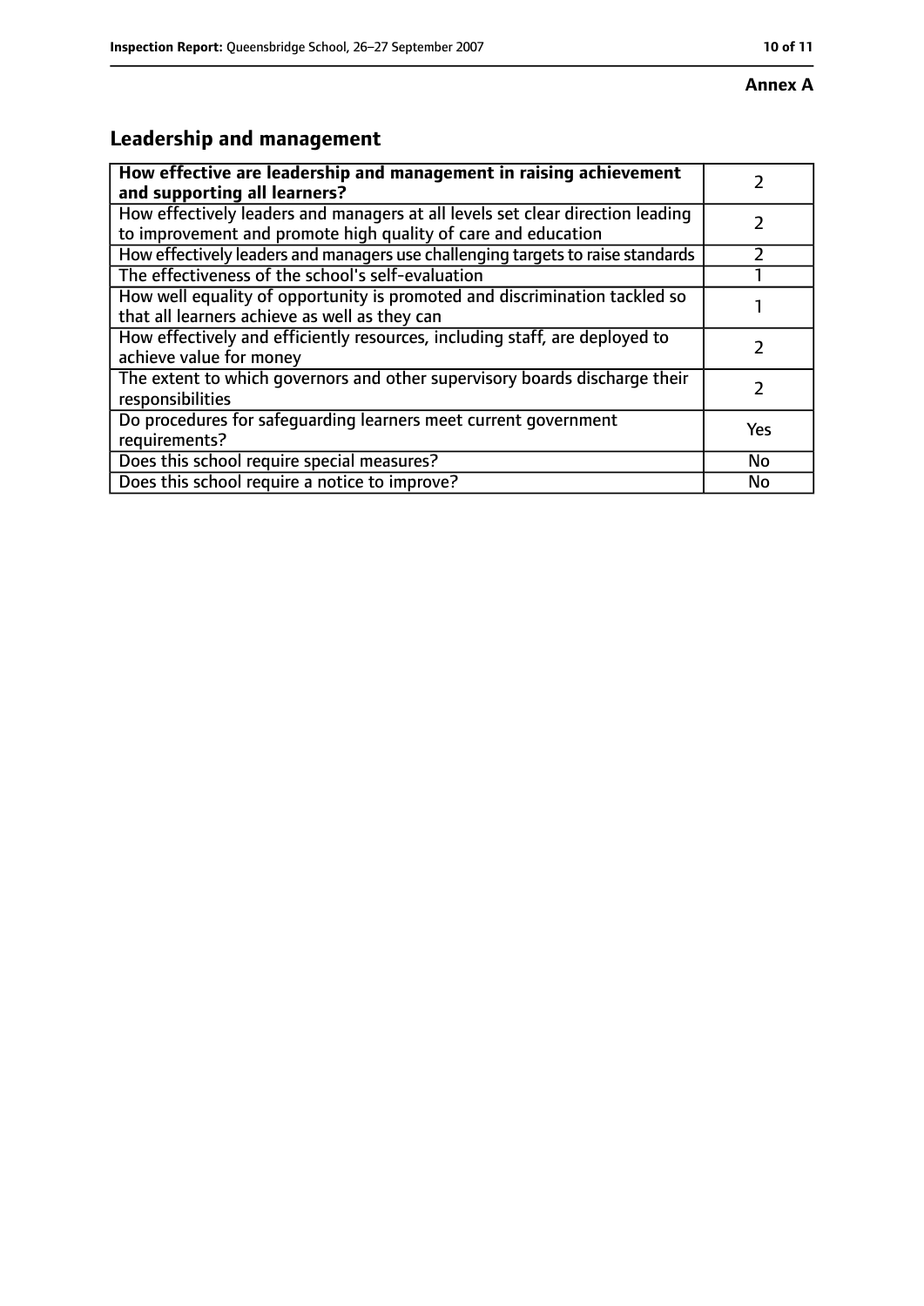**Annex A**

## Leadership and management

| How effective are leadership and management in raising achievement and supporting all learners? | 2 |
|---|---|
| How effectively leaders and managers at all levels set clear direction leading to improvement and promote high quality of care and education | 2 |
| How effectively leaders and managers use challenging targets to raise standards | 2 |
| The effectiveness of the school's self-evaluation | 1 |
| How well equality of opportunity is promoted and discrimination tackled so that all learners achieve as well as they can | 1 |
| How effectively and efficiently resources, including staff, are deployed to achieve value for money | 2 |
| The extent to which governors and other supervisory boards discharge their responsibilities | 2 |
| Do procedures for safeguarding learners meet current government requirements? | Yes |
| Does this school require special measures? | No |
| Does this school require a notice to improve? | No |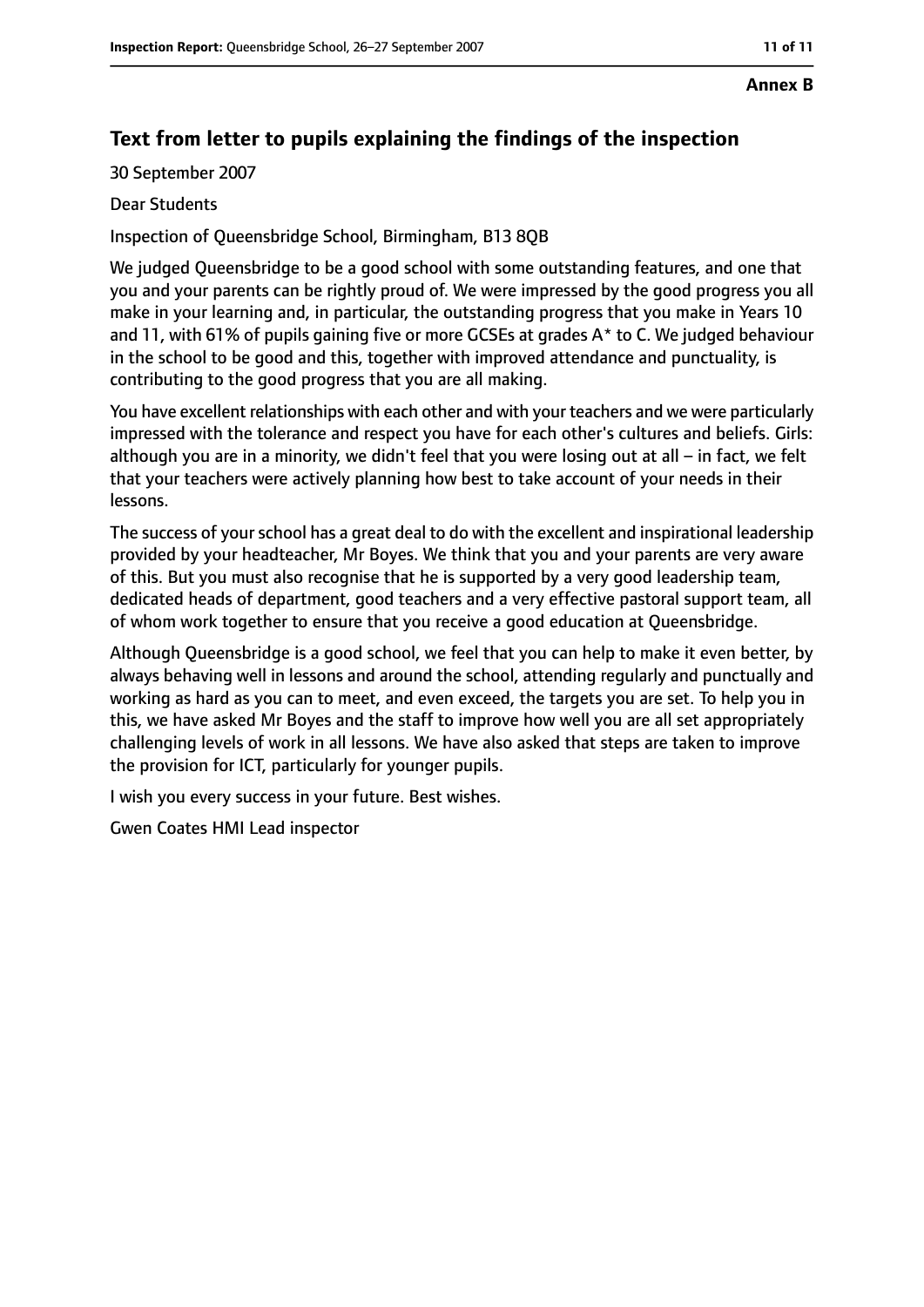**Annex B**

## Text from letter to pupils explaining the findings of the inspection

30 September 2007

Dear Students

Inspection of Queensbridge School, Birmingham, B13 8QB

We judged Queensbridge to be a good school with some outstanding features, and one that you and your parents can be rightly proud of. We were impressed by the good progress you all make in your learning and, in particular, the outstanding progress that you make in Years 10 and 11, with 61% of pupils gaining five or more GCSEs at grades A* to C. We judged behaviour in the school to be good and this, together with improved attendance and punctuality, is contributing to the good progress that you are all making.

You have excellent relationships with each other and with your teachers and we were particularly impressed with the tolerance and respect you have for each other's cultures and beliefs. Girls: although you are in a minority, we didn't feel that you were losing out at all – in fact, we felt that your teachers were actively planning how best to take account of your needs in their lessons.

The success of your school has a great deal to do with the excellent and inspirational leadership provided by your headteacher, Mr Boyes. We think that you and your parents are very aware of this. But you must also recognise that he is supported by a very good leadership team, dedicated heads of department, good teachers and a very effective pastoral support team, all of whom work together to ensure that you receive a good education at Queensbridge.

Although Queensbridge is a good school, we feel that you can help to make it even better, by always behaving well in lessons and around the school, attending regularly and punctually and working as hard as you can to meet, and even exceed, the targets you are set. To help you in this, we have asked Mr Boyes and the staff to improve how well you are all set appropriately challenging levels of work in all lessons. We have also asked that steps are taken to improve the provision for ICT, particularly for younger pupils.

I wish you every success in your future. Best wishes.

Gwen Coates HMI Lead inspector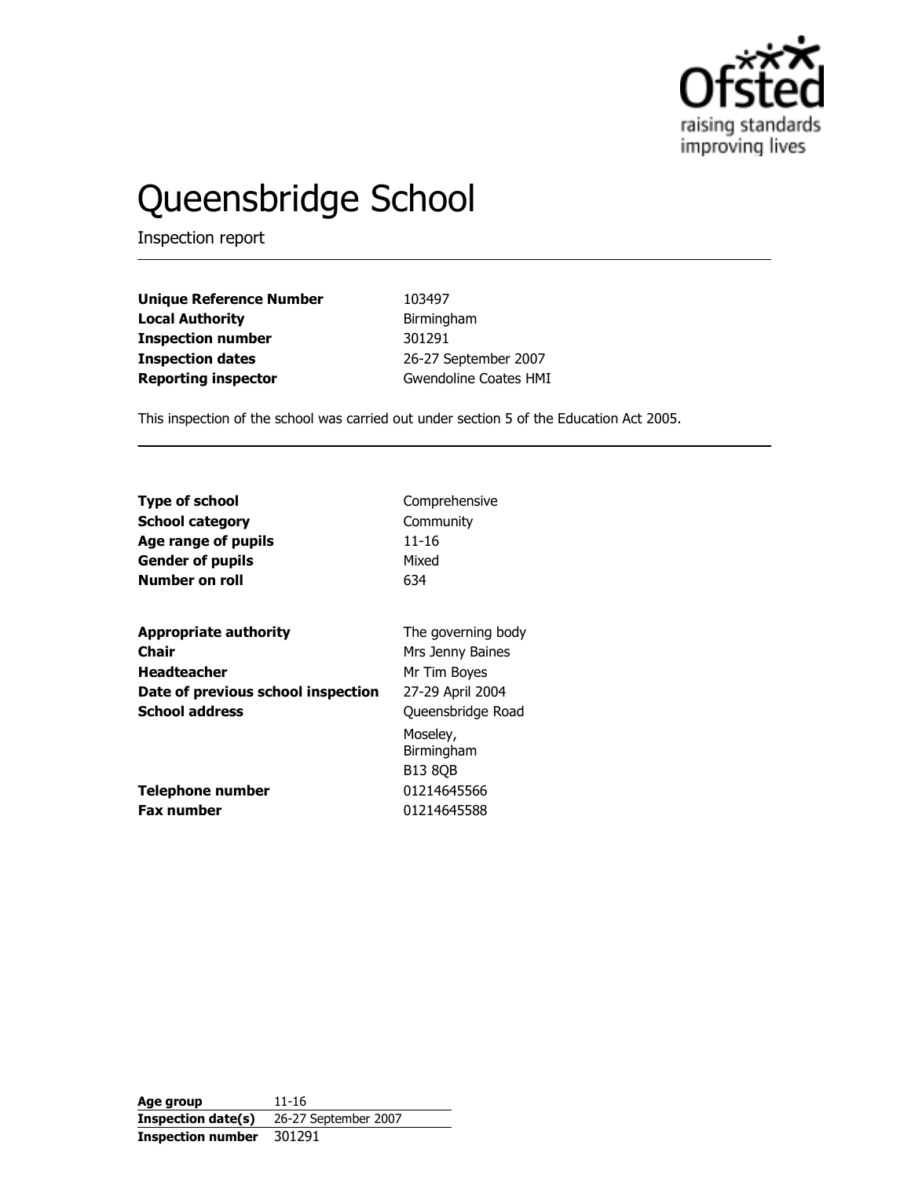# Queensbridge School

Inspection report

| | |
|---|---|
| **Unique Reference Number** | 103497 |
| **Local Authority** | Birmingham |
| **Inspection number** | 301291 |
| **Inspection dates** | 26-27 September 2007 |
| **Reporting inspector** | Gwendoline Coates HMI |

This inspection of the school was carried out under section 5 of the Education Act 2005.

| | |
|---|---|
| **Type of school** | Comprehensive |
| **School category** | Community |
| **Age range of pupils** | 11-16 |
| **Gender of pupils** | Mixed |
| **Number on roll** | 634 |

| | |
|---|---|
| **Appropriate authority** | The governing body |
| **Chair** | Mrs Jenny Baines |
| **Headteacher** | Mr Tim Boyes |
| **Date of previous school inspection** | 27-29 April 2004 |
| **School address** | Queensbridge Road<br>Moseley,<br>Birmingham<br>B13 8QB |
| **Telephone number** | 01214645566 |
| **Fax number** | 01214645588 |

| | |
|---|---|
| **Age group** | 11-16 |
| **Inspection date(s)** | 26-27 September 2007 |
| **Inspection number** | 301291 |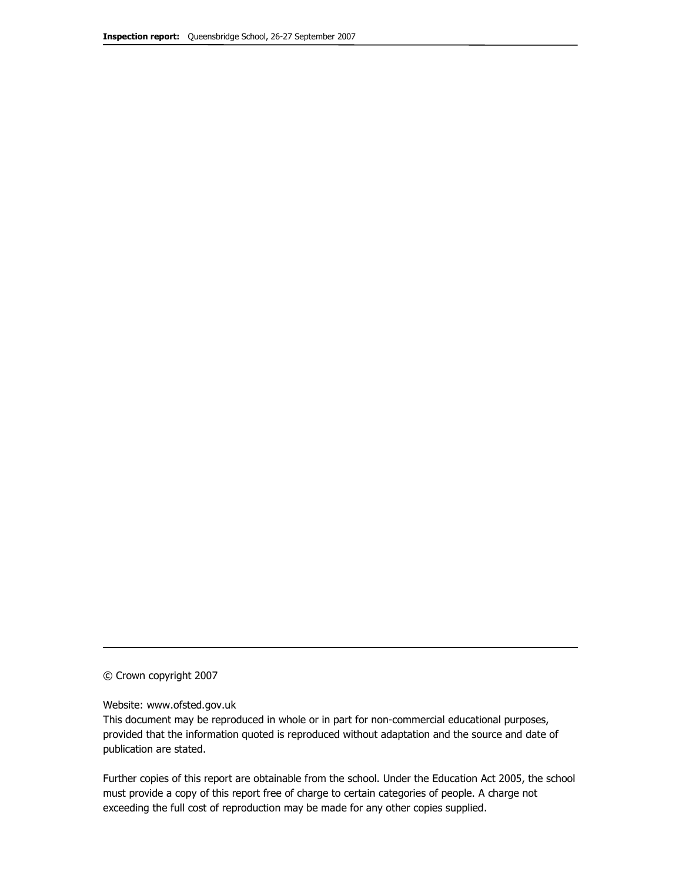© Crown copyright 2007

Website: www.ofsted.gov.uk

This document may be reproduced in whole or in part for non-commercial educational purposes, provided that the information quoted is reproduced without adaptation and the source and date of publication are stated.

Further copies of this report are obtainable from the school. Under the Education Act 2005, the school must provide a copy of this report free of charge to certain categories of people. A charge not exceeding the full cost of reproduction may be made for any other copies supplied.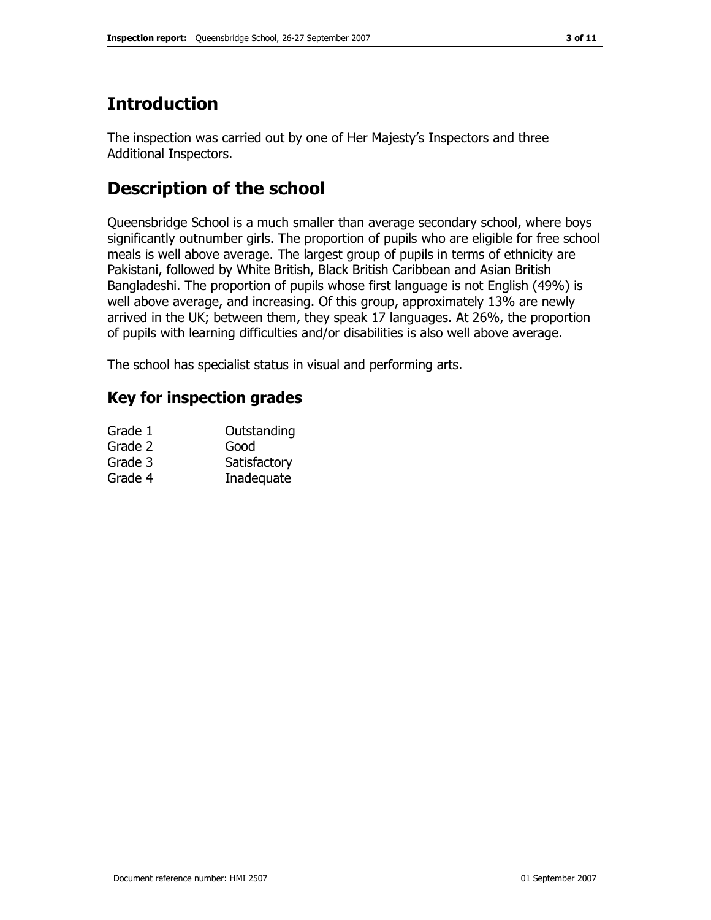# Introduction

The inspection was carried out by one of Her Majesty's Inspectors and three Additional Inspectors.

# Description of the school

Queensbridge School is a much smaller than average secondary school, where boys significantly outnumber girls. The proportion of pupils who are eligible for free school meals is well above average. The largest group of pupils in terms of ethnicity are Pakistani, followed by White British, Black British Caribbean and Asian British Bangladeshi. The proportion of pupils whose first language is not English (49%) is well above average, and increasing. Of this group, approximately 13% are newly arrived in the UK; between them, they speak 17 languages. At 26%, the proportion of pupils with learning difficulties and/or disabilities is also well above average.

The school has specialist status in visual and performing arts.

## Key for inspection grades

| | |
|---|---|
| Grade 1 | Outstanding |
| Grade 2 | Good |
| Grade 3 | Satisfactory |
| Grade 4 | Inadequate |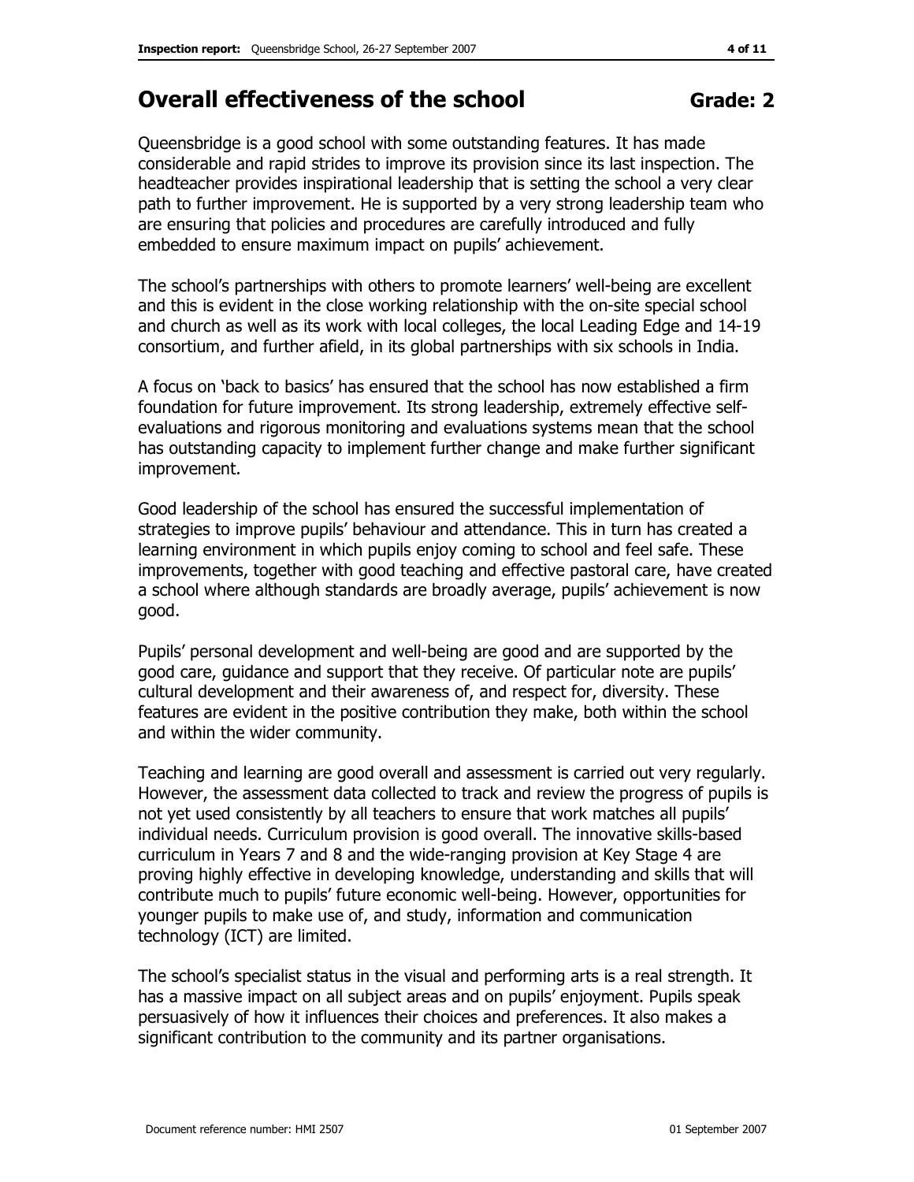## Overall effectiveness of the school **Grade: 2**

Queensbridge is a good school with some outstanding features. It has made considerable and rapid strides to improve its provision since its last inspection. The headteacher provides inspirational leadership that is setting the school a very clear path to further improvement. He is supported by a very strong leadership team who are ensuring that policies and procedures are carefully introduced and fully embedded to ensure maximum impact on pupils' achievement.

The school's partnerships with others to promote learners' well-being are excellent and this is evident in the close working relationship with the on-site special school and church as well as its work with local colleges, the local Leading Edge and 14-19 consortium, and further afield, in its global partnerships with six schools in India.

A focus on 'back to basics' has ensured that the school has now established a firm foundation for future improvement. Its strong leadership, extremely effective self-evaluations and rigorous monitoring and evaluations systems mean that the school has outstanding capacity to implement further change and make further significant improvement.

Good leadership of the school has ensured the successful implementation of strategies to improve pupils' behaviour and attendance. This in turn has created a learning environment in which pupils enjoy coming to school and feel safe. These improvements, together with good teaching and effective pastoral care, have created a school where although standards are broadly average, pupils' achievement is now good.

Pupils' personal development and well-being are good and are supported by the good care, guidance and support that they receive. Of particular note are pupils' cultural development and their awareness of, and respect for, diversity. These features are evident in the positive contribution they make, both within the school and within the wider community.

Teaching and learning are good overall and assessment is carried out very regularly. However, the assessment data collected to track and review the progress of pupils is not yet used consistently by all teachers to ensure that work matches all pupils' individual needs. Curriculum provision is good overall. The innovative skills-based curriculum in Years 7 and 8 and the wide-ranging provision at Key Stage 4 are proving highly effective in developing knowledge, understanding and skills that will contribute much to pupils' future economic well-being. However, opportunities for younger pupils to make use of, and study, information and communication technology (ICT) are limited.

The school's specialist status in the visual and performing arts is a real strength. It has a massive impact on all subject areas and on pupils' enjoyment. Pupils speak persuasively of how it influences their choices and preferences. It also makes a significant contribution to the community and its partner organisations.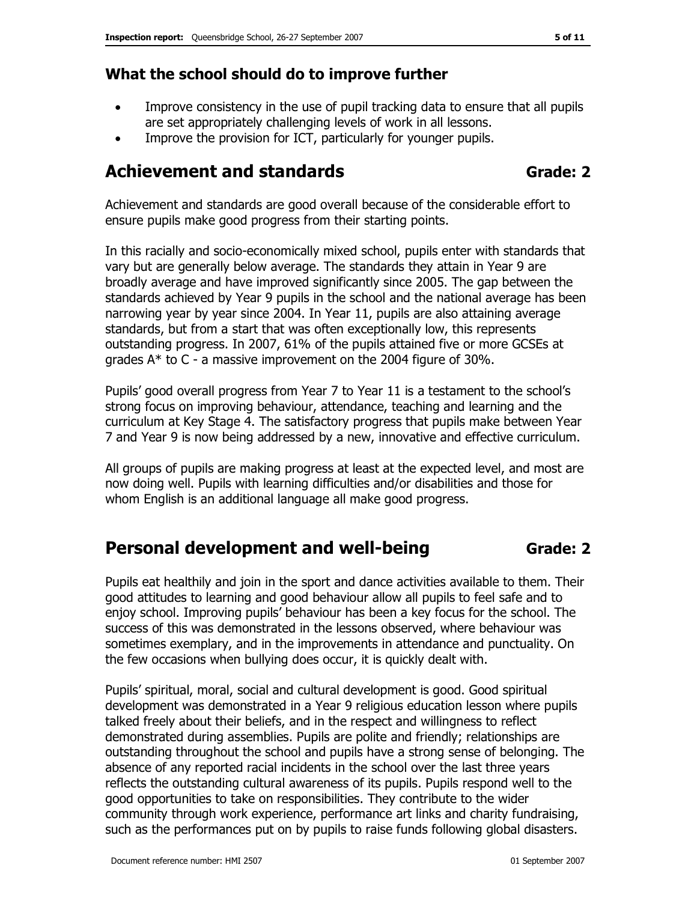## What the school should do to improve further

- Improve consistency in the use of pupil tracking data to ensure that all pupils are set appropriately challenging levels of work in all lessons.
- Improve the provision for ICT, particularly for younger pupils.

# Achievement and standards — Grade: 2

Achievement and standards are good overall because of the considerable effort to ensure pupils make good progress from their starting points.

In this racially and socio-economically mixed school, pupils enter with standards that vary but are generally below average. The standards they attain in Year 9 are broadly average and have improved significantly since 2005. The gap between the standards achieved by Year 9 pupils in the school and the national average has been narrowing year by year since 2004. In Year 11, pupils are also attaining average standards, but from a start that was often exceptionally low, this represents outstanding progress. In 2007, 61% of the pupils attained five or more GCSEs at grades A* to C - a massive improvement on the 2004 figure of 30%.

Pupils' good overall progress from Year 7 to Year 11 is a testament to the school's strong focus on improving behaviour, attendance, teaching and learning and the curriculum at Key Stage 4. The satisfactory progress that pupils make between Year 7 and Year 9 is now being addressed by a new, innovative and effective curriculum.

All groups of pupils are making progress at least at the expected level, and most are now doing well. Pupils with learning difficulties and/or disabilities and those for whom English is an additional language all make good progress.

# Personal development and well-being — Grade: 2

Pupils eat healthily and join in the sport and dance activities available to them. Their good attitudes to learning and good behaviour allow all pupils to feel safe and to enjoy school. Improving pupils' behaviour has been a key focus for the school. The success of this was demonstrated in the lessons observed, where behaviour was sometimes exemplary, and in the improvements in attendance and punctuality. On the few occasions when bullying does occur, it is quickly dealt with.

Pupils' spiritual, moral, social and cultural development is good. Good spiritual development was demonstrated in a Year 9 religious education lesson where pupils talked freely about their beliefs, and in the respect and willingness to reflect demonstrated during assemblies. Pupils are polite and friendly; relationships are outstanding throughout the school and pupils have a strong sense of belonging. The absence of any reported racial incidents in the school over the last three years reflects the outstanding cultural awareness of its pupils. Pupils respond well to the good opportunities to take on responsibilities. They contribute to the wider community through work experience, performance art links and charity fundraising, such as the performances put on by pupils to raise funds following global disasters.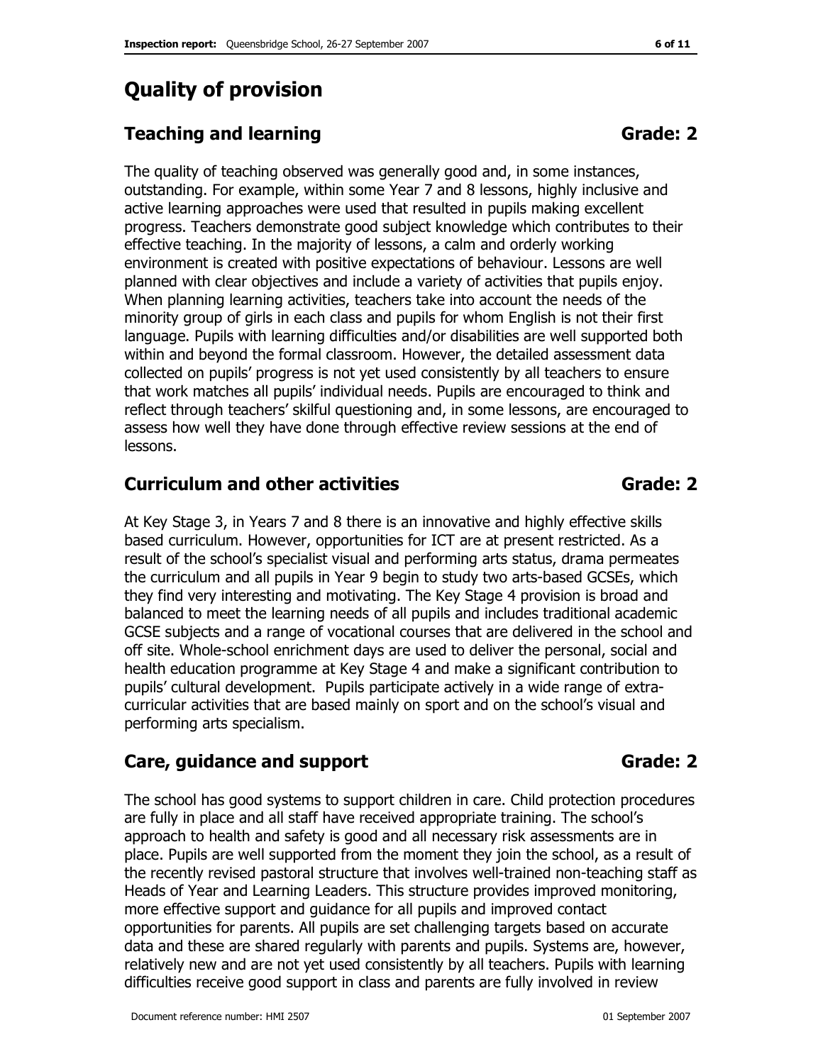# Quality of provision

## Teaching and learning — Grade: 2

The quality of teaching observed was generally good and, in some instances, outstanding. For example, within some Year 7 and 8 lessons, highly inclusive and active learning approaches were used that resulted in pupils making excellent progress. Teachers demonstrate good subject knowledge which contributes to their effective teaching. In the majority of lessons, a calm and orderly working environment is created with positive expectations of behaviour. Lessons are well planned with clear objectives and include a variety of activities that pupils enjoy. When planning learning activities, teachers take into account the needs of the minority group of girls in each class and pupils for whom English is not their first language. Pupils with learning difficulties and/or disabilities are well supported both within and beyond the formal classroom. However, the detailed assessment data collected on pupils' progress is not yet used consistently by all teachers to ensure that work matches all pupils' individual needs. Pupils are encouraged to think and reflect through teachers' skilful questioning and, in some lessons, are encouraged to assess how well they have done through effective review sessions at the end of lessons.

## Curriculum and other activities — Grade: 2

At Key Stage 3, in Years 7 and 8 there is an innovative and highly effective skills based curriculum. However, opportunities for ICT are at present restricted. As a result of the school's specialist visual and performing arts status, drama permeates the curriculum and all pupils in Year 9 begin to study two arts-based GCSEs, which they find very interesting and motivating. The Key Stage 4 provision is broad and balanced to meet the learning needs of all pupils and includes traditional academic GCSE subjects and a range of vocational courses that are delivered in the school and off site. Whole-school enrichment days are used to deliver the personal, social and health education programme at Key Stage 4 and make a significant contribution to pupils' cultural development. Pupils participate actively in a wide range of extra-curricular activities that are based mainly on sport and on the school's visual and performing arts specialism.

## Care, guidance and support — Grade: 2

The school has good systems to support children in care. Child protection procedures are fully in place and all staff have received appropriate training. The school's approach to health and safety is good and all necessary risk assessments are in place. Pupils are well supported from the moment they join the school, as a result of the recently revised pastoral structure that involves well-trained non-teaching staff as Heads of Year and Learning Leaders. This structure provides improved monitoring, more effective support and guidance for all pupils and improved contact opportunities for parents. All pupils are set challenging targets based on accurate data and these are shared regularly with parents and pupils. Systems are, however, relatively new and are not yet used consistently by all teachers. Pupils with learning difficulties receive good support in class and parents are fully involved in review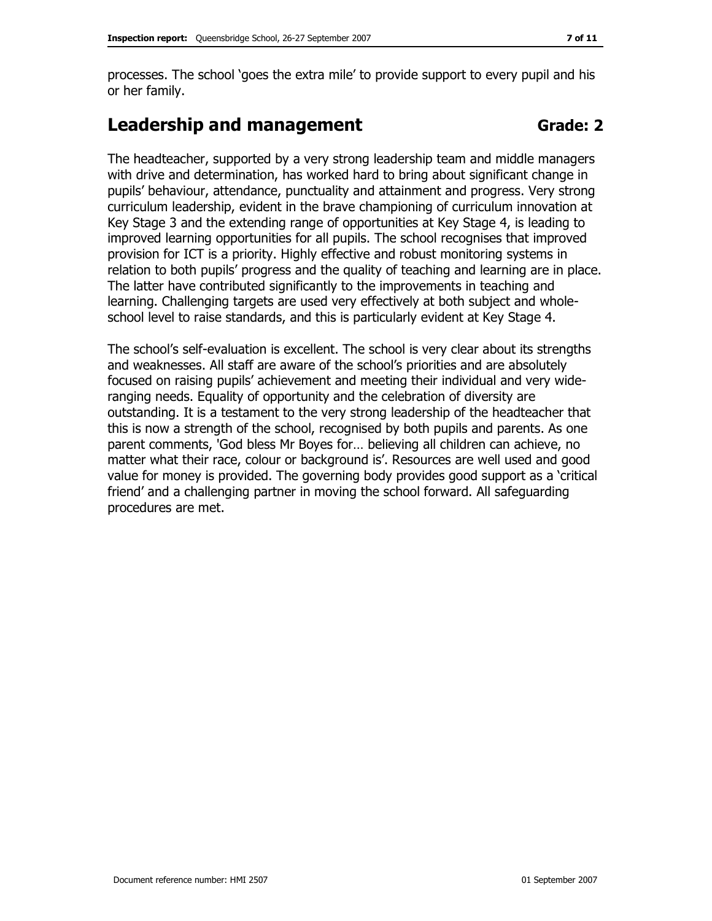processes. The school 'goes the extra mile' to provide support to every pupil and his or her family.

## Leadership and management **Grade: 2**

The headteacher, supported by a very strong leadership team and middle managers with drive and determination, has worked hard to bring about significant change in pupils' behaviour, attendance, punctuality and attainment and progress. Very strong curriculum leadership, evident in the brave championing of curriculum innovation at Key Stage 3 and the extending range of opportunities at Key Stage 4, is leading to improved learning opportunities for all pupils. The school recognises that improved provision for ICT is a priority. Highly effective and robust monitoring systems in relation to both pupils' progress and the quality of teaching and learning are in place. The latter have contributed significantly to the improvements in teaching and learning. Challenging targets are used very effectively at both subject and whole-school level to raise standards, and this is particularly evident at Key Stage 4.

The school's self-evaluation is excellent. The school is very clear about its strengths and weaknesses. All staff are aware of the school's priorities and are absolutely focused on raising pupils' achievement and meeting their individual and very wide-ranging needs. Equality of opportunity and the celebration of diversity are outstanding. It is a testament to the very strong leadership of the headteacher that this is now a strength of the school, recognised by both pupils and parents. As one parent comments, 'God bless Mr Boyes for… believing all children can achieve, no matter what their race, colour or background is'. Resources are well used and good value for money is provided. The governing body provides good support as a 'critical friend' and a challenging partner in moving the school forward. All safeguarding procedures are met.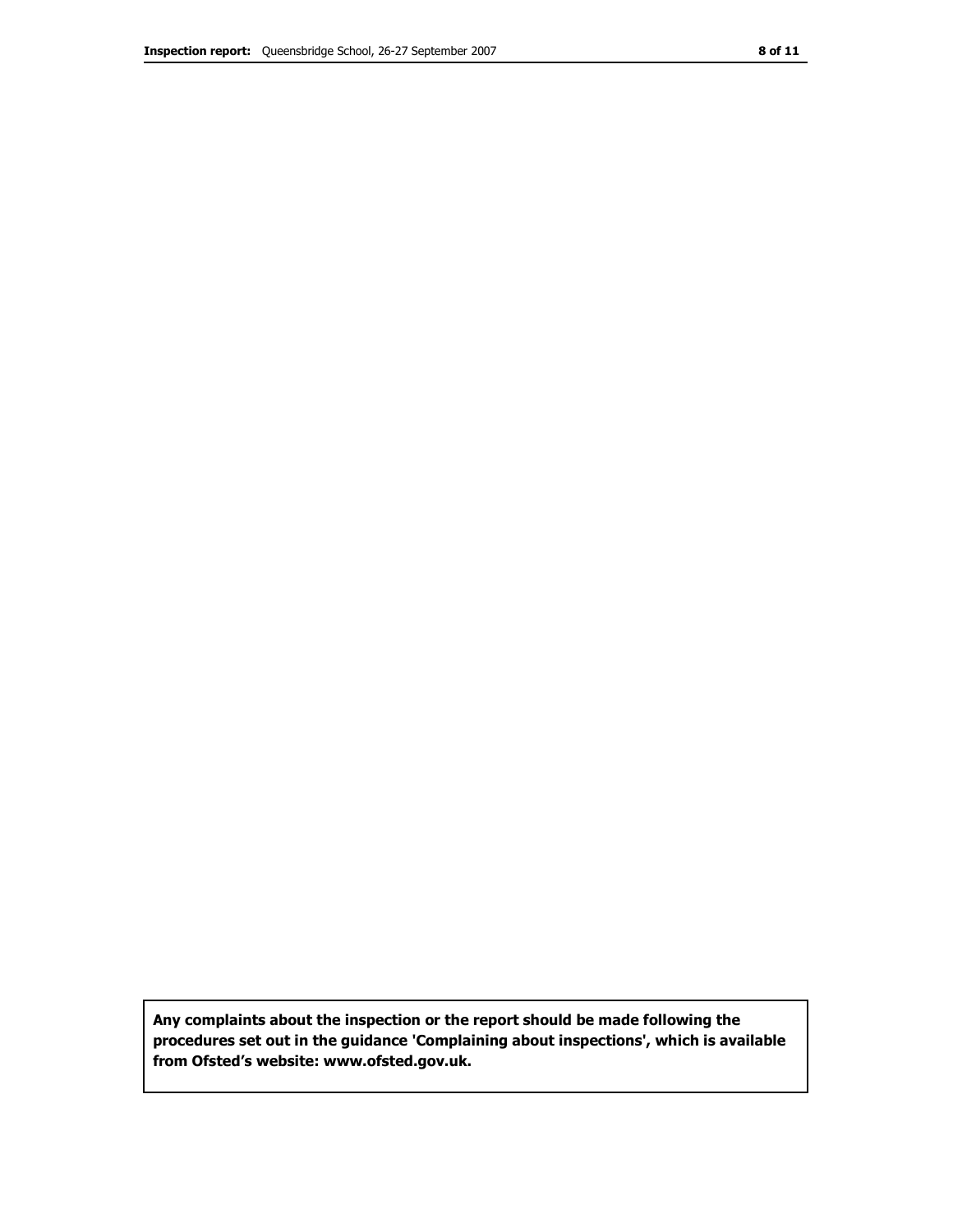**Any complaints about the inspection or the report should be made following the procedures set out in the guidance 'Complaining about inspections', which is available from Ofsted's website: www.ofsted.gov.uk.**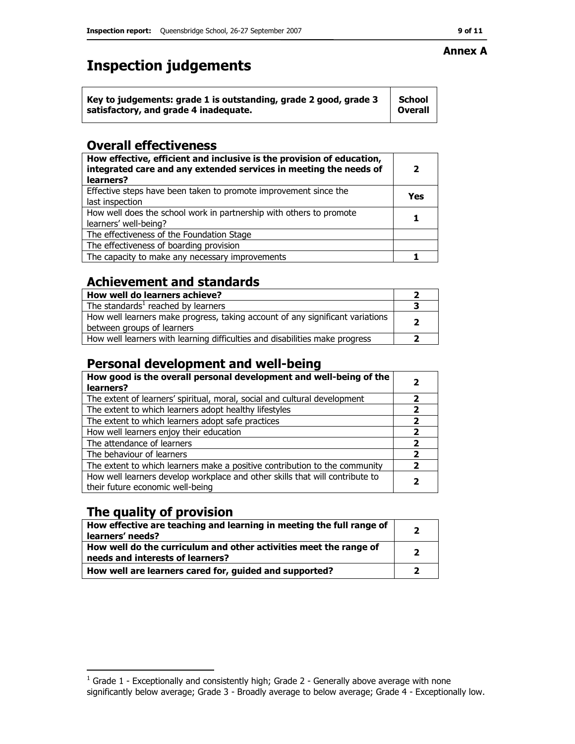**Annex A**

# Inspection judgements

| Key to judgements: grade 1 is outstanding, grade 2 good, grade 3 satisfactory, and grade 4 inadequate. | School Overall |
|---|---|

## Overall effectiveness

| | |
|---|---|
| **How effective, efficient and inclusive is the provision of education, integrated care and any extended services in meeting the needs of learners?** | **2** |
| Effective steps have been taken to promote improvement since the last inspection | **Yes** |
| How well does the school work in partnership with others to promote learners' well-being? | **1** |
| The effectiveness of the Foundation Stage | |
| The effectiveness of boarding provision | |
| The capacity to make any necessary improvements | **1** |

## Achievement and standards

| | |
|---|---|
| **How well do learners achieve?** | **2** |
| The standards[1] reached by learners | **3** |
| How well learners make progress, taking account of any significant variations between groups of learners | **2** |
| How well learners with learning difficulties and disabilities make progress | **2** |

## Personal development and well-being

| | |
|---|---|
| **How good is the overall personal development and well-being of the learners?** | **2** |
| The extent of learners' spiritual, moral, social and cultural development | **2** |
| The extent to which learners adopt healthy lifestyles | **2** |
| The extent to which learners adopt safe practices | **2** |
| How well learners enjoy their education | **2** |
| The attendance of learners | **2** |
| The behaviour of learners | **2** |
| The extent to which learners make a positive contribution to the community | **2** |
| How well learners develop workplace and other skills that will contribute to their future economic well-being | **2** |

## The quality of provision

| | |
|---|---|
| **How effective are teaching and learning in meeting the full range of learners' needs?** | **2** |
| **How well do the curriculum and other activities meet the range of needs and interests of learners?** | **2** |
| **How well are learners cared for, guided and supported?** | **2** |

[1] Grade 1 - Exceptionally and consistently high; Grade 2 - Generally above average with none significantly below average; Grade 3 - Broadly average to below average; Grade 4 - Exceptionally low.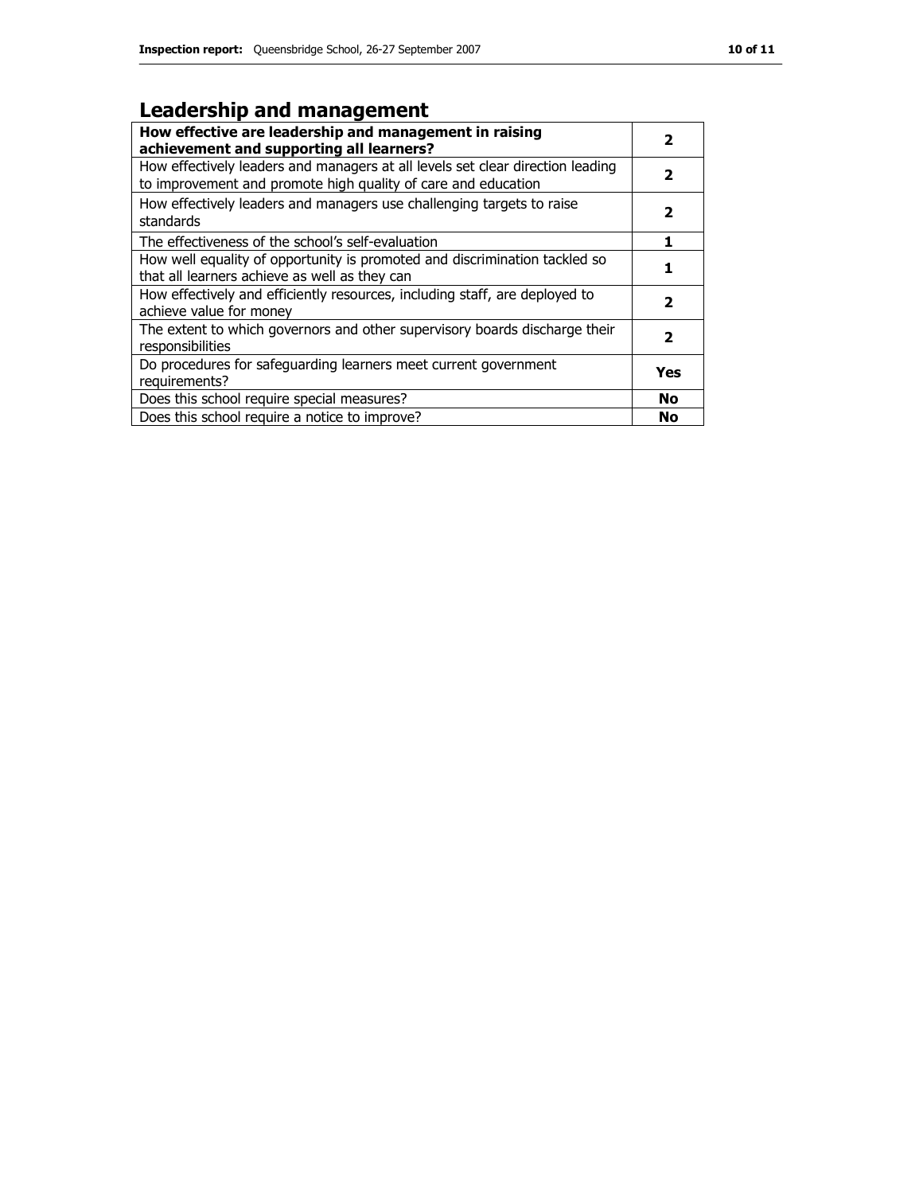## Leadership and management

| **How effective are leadership and management in raising achievement and supporting all learners?** | **2** |
|---|---|
| How effectively leaders and managers at all levels set clear direction leading to improvement and promote high quality of care and education | **2** |
| How effectively leaders and managers use challenging targets to raise standards | **2** |
| The effectiveness of the school's self-evaluation | **1** |
| How well equality of opportunity is promoted and discrimination tackled so that all learners achieve as well as they can | **1** |
| How effectively and efficiently resources, including staff, are deployed to achieve value for money | **2** |
| The extent to which governors and other supervisory boards discharge their responsibilities | **2** |
| Do procedures for safeguarding learners meet current government requirements? | **Yes** |
| Does this school require special measures? | **No** |
| Does this school require a notice to improve? | **No** |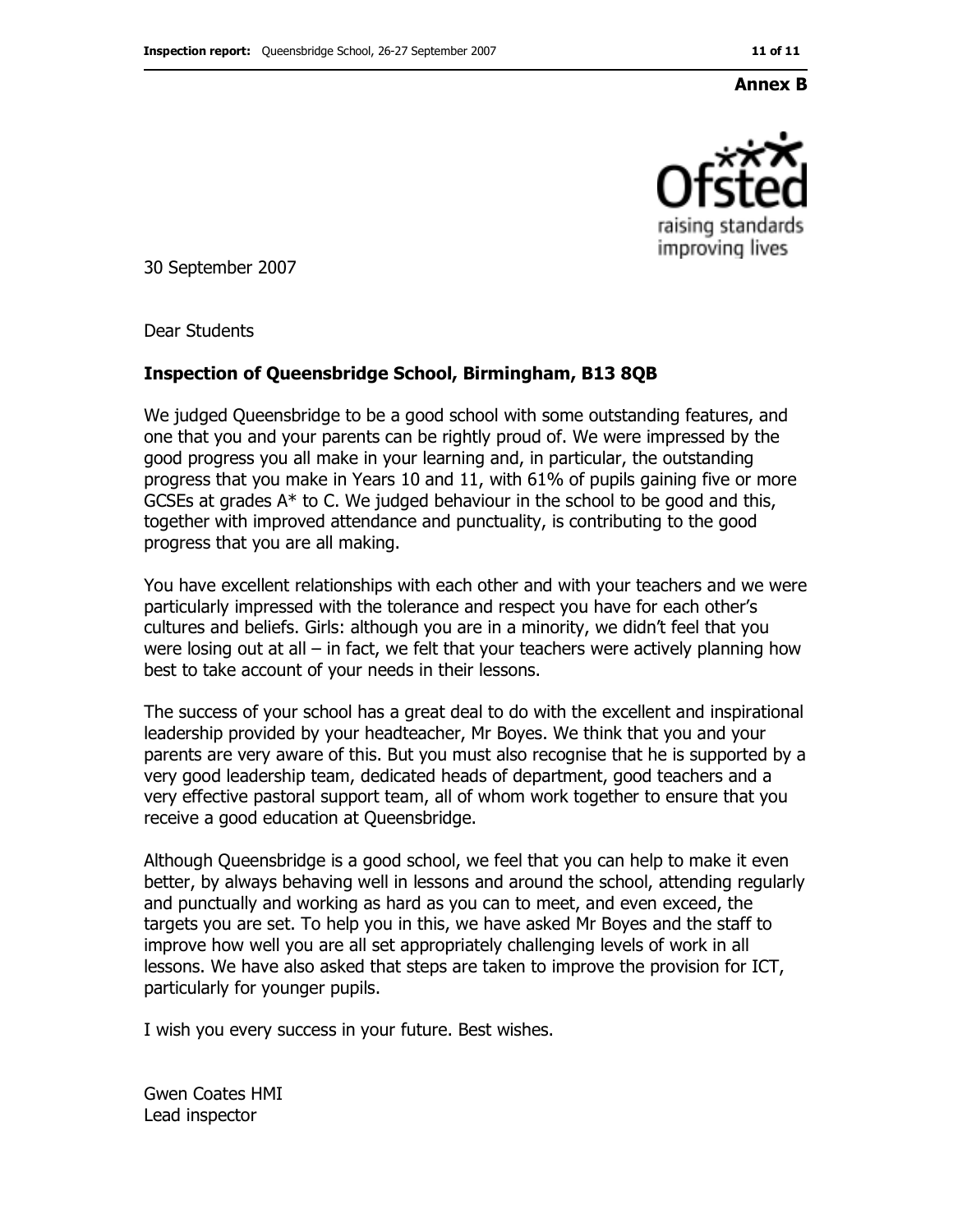**Annex B**

30 September 2007

Dear Students

**Inspection of Queensbridge School, Birmingham, B13 8QB**

We judged Queensbridge to be a good school with some outstanding features, and one that you and your parents can be rightly proud of. We were impressed by the good progress you all make in your learning and, in particular, the outstanding progress that you make in Years 10 and 11, with 61% of pupils gaining five or more GCSEs at grades A* to C. We judged behaviour in the school to be good and this, together with improved attendance and punctuality, is contributing to the good progress that you are all making.

You have excellent relationships with each other and with your teachers and we were particularly impressed with the tolerance and respect you have for each other's cultures and beliefs. Girls: although you are in a minority, we didn't feel that you were losing out at all – in fact, we felt that your teachers were actively planning how best to take account of your needs in their lessons.

The success of your school has a great deal to do with the excellent and inspirational leadership provided by your headteacher, Mr Boyes. We think that you and your parents are very aware of this. But you must also recognise that he is supported by a very good leadership team, dedicated heads of department, good teachers and a very effective pastoral support team, all of whom work together to ensure that you receive a good education at Queensbridge.

Although Queensbridge is a good school, we feel that you can help to make it even better, by always behaving well in lessons and around the school, attending regularly and punctually and working as hard as you can to meet, and even exceed, the targets you are set. To help you in this, we have asked Mr Boyes and the staff to improve how well you are all set appropriately challenging levels of work in all lessons. We have also asked that steps are taken to improve the provision for ICT, particularly for younger pupils.

I wish you every success in your future. Best wishes.

Gwen Coates HMI
Lead inspector